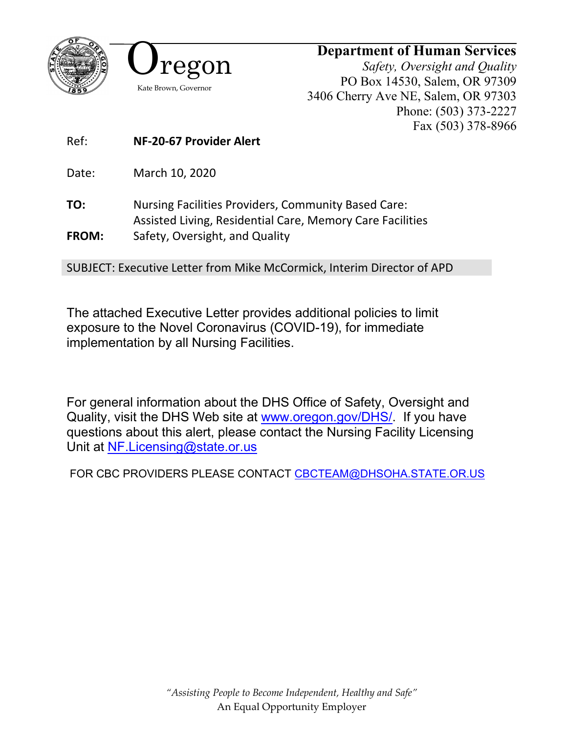Oregon

Kate Brown, Governor

**Department of Human Services**

*Safety, Oversight and Quality*

PO Box 14530, Salem, OR 97309

3406 Cherry Ave NE, Salem, OR 97303

Phone: (503) 373-2227

Fax (503) 378-8966

Ref: **NF-20-67 Provider Alert**

Date: March 10, 2020

**TO:** Nursing Facilities Providers, Community Based Care: Assisted Living, Residential Care, Memory Care Facilities

**FROM:** Safety, Oversight, and Quality

SUBJECT: Executive Letter from Mike McCormick, Interim Director of APD

The attached Executive Letter provides additional policies to limit exposure to the Novel Coronavirus (COVID-19), for immediate implementation by all Nursing Facilities.

For general information about the DHS Office of Safety, Oversight and Quality, visit the DHS Web site at www.oregon.gov/DHS/. If you have questions about this alert, please contact the Nursing Facility Licensing Unit at NF.Licensing@state.or.us

FOR CBC PROVIDERS PLEASE CONTACT CBCTEAM@DHSOHA.STATE.OR.US

*"Assisting People to Become Independent, Healthy and Safe"*

An Equal Opportunity Employer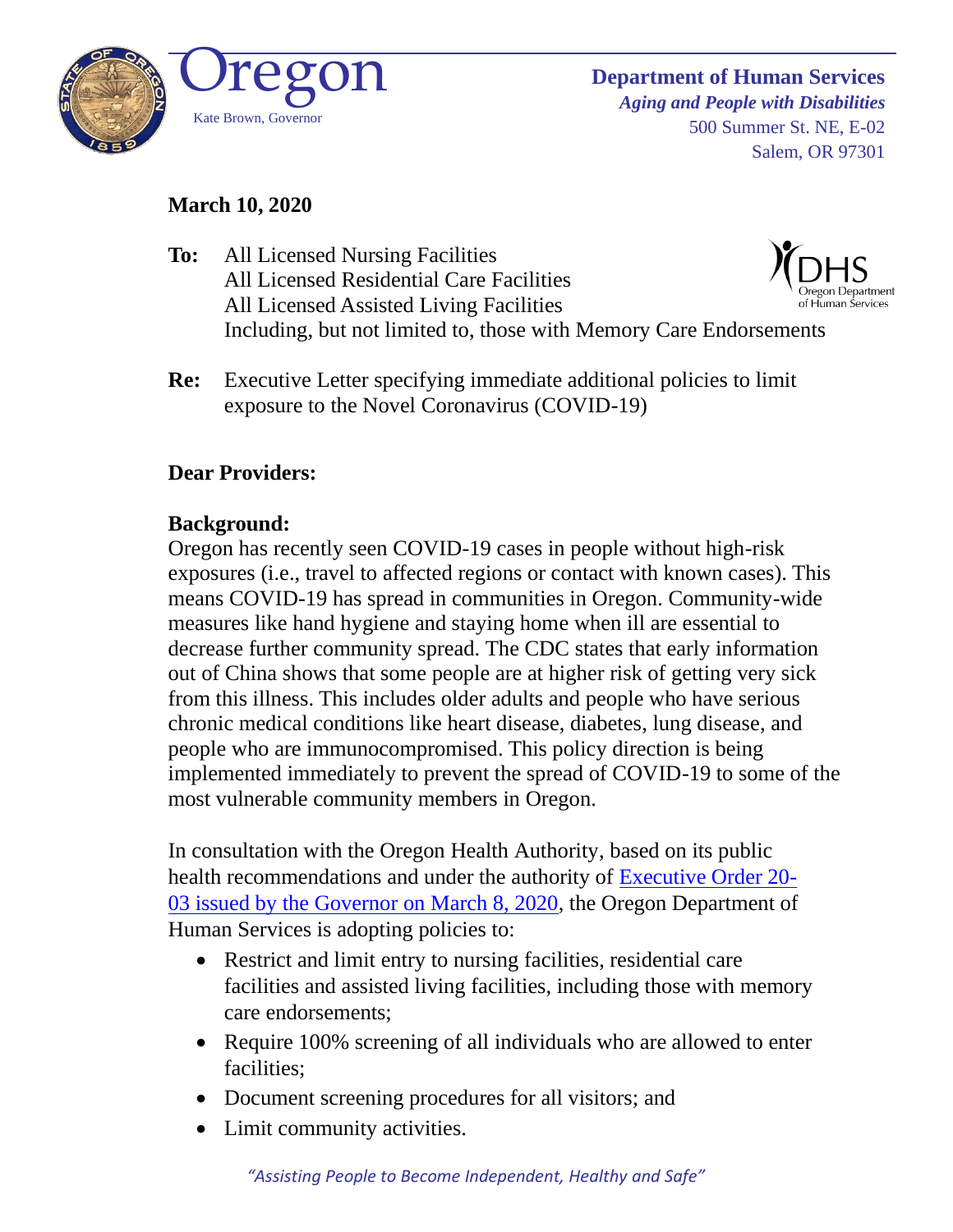**Department of Human Services**
***Aging and People with Disabilities***
500 Summer St. NE, E-02
Salem, OR 97301

Oregon
Kate Brown, Governor

**March 10, 2020**

**To:** All Licensed Nursing Facilities
All Licensed Residential Care Facilities
All Licensed Assisted Living Facilities
Including, but not limited to, those with Memory Care Endorsements

**Re:** Executive Letter specifying immediate additional policies to limit exposure to the Novel Coronavirus (COVID-19)

**Dear Providers:**

**Background:**
Oregon has recently seen COVID-19 cases in people without high-risk exposures (i.e., travel to affected regions or contact with known cases). This means COVID-19 has spread in communities in Oregon. Community-wide measures like hand hygiene and staying home when ill are essential to decrease further community spread. The CDC states that early information out of China shows that some people are at higher risk of getting very sick from this illness. This includes older adults and people who have serious chronic medical conditions like heart disease, diabetes, lung disease, and people who are immunocompromised. This policy direction is being implemented immediately to prevent the spread of COVID-19 to some of the most vulnerable community members in Oregon.

In consultation with the Oregon Health Authority, based on its public health recommendations and under the authority of [Executive Order 20-03 issued by the Governor on March 8, 2020](), the Oregon Department of Human Services is adopting policies to:

- Restrict and limit entry to nursing facilities, residential care facilities and assisted living facilities, including those with memory care endorsements;
- Require 100% screening of all individuals who are allowed to enter facilities;
- Document screening procedures for all visitors; and
- Limit community activities.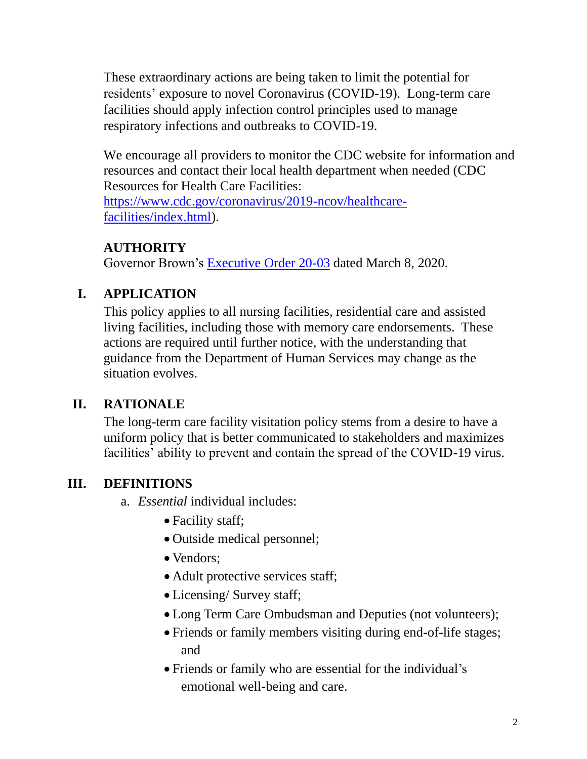These extraordinary actions are being taken to limit the potential for residents' exposure to novel Coronavirus (COVID-19). Long-term care facilities should apply infection control principles used to manage respiratory infections and outbreaks to COVID-19.

We encourage all providers to monitor the CDC website for information and resources and contact their local health department when needed (CDC Resources for Health Care Facilities: [https://www.cdc.gov/coronavirus/2019-ncov/healthcare-facilities/index.html](https://www.cdc.gov/coronavirus/2019-ncov/healthcare-facilities/index.html)).

## AUTHORITY

Governor Brown's Executive Order 20-03 dated March 8, 2020.

## I. APPLICATION

This policy applies to all nursing facilities, residential care and assisted living facilities, including those with memory care endorsements. These actions are required until further notice, with the understanding that guidance from the Department of Human Services may change as the situation evolves.

## II. RATIONALE

The long-term care facility visitation policy stems from a desire to have a uniform policy that is better communicated to stakeholders and maximizes facilities' ability to prevent and contain the spread of the COVID-19 virus.

## III. DEFINITIONS

a. *Essential* individual includes:

- Facility staff;
- Outside medical personnel;
- Vendors;
- Adult protective services staff;
- Licensing/ Survey staff;
- Long Term Care Ombudsman and Deputies (not volunteers);
- Friends or family members visiting during end-of-life stages; and
- Friends or family who are essential for the individual's emotional well-being and care.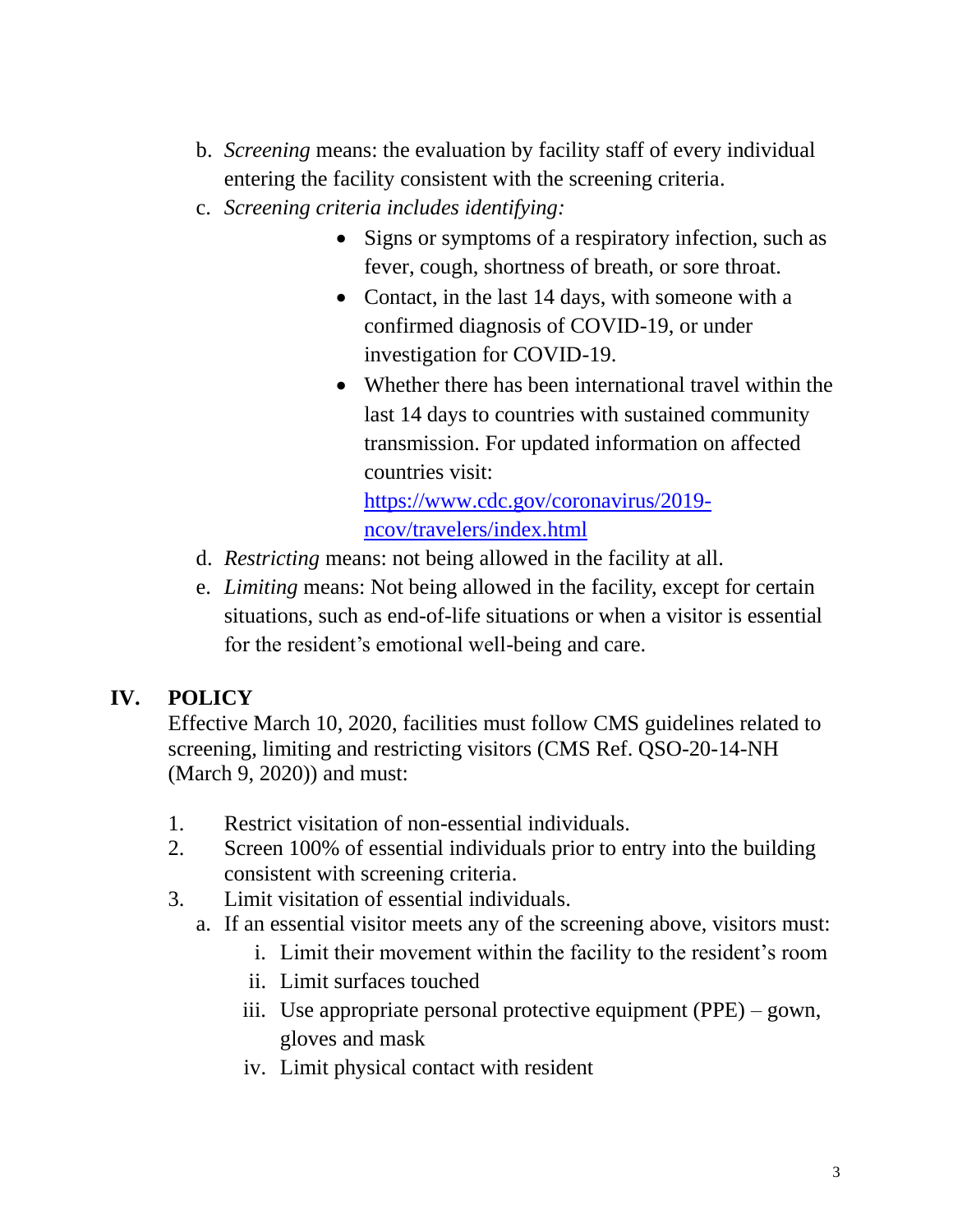b. *Screening* means: the evaluation by facility staff of every individual entering the facility consistent with the screening criteria.

c. *Screening criteria includes identifying:*

   - Signs or symptoms of a respiratory infection, such as fever, cough, shortness of breath, or sore throat.
   - Contact, in the last 14 days, with someone with a confirmed diagnosis of COVID-19, or under investigation for COVID-19.
   - Whether there has been international travel within the last 14 days to countries with sustained community transmission. For updated information on affected countries visit: [https://www.cdc.gov/coronavirus/2019-ncov/travelers/index.html](https://www.cdc.gov/coronavirus/2019-ncov/travelers/index.html)

d. *Restricting* means: not being allowed in the facility at all.

e. *Limiting* means: Not being allowed in the facility, except for certain situations, such as end-of-life situations or when a visitor is essential for the resident's emotional well-being and care.

## IV. POLICY

Effective March 10, 2020, facilities must follow CMS guidelines related to screening, limiting and restricting visitors (CMS Ref. QSO-20-14-NH (March 9, 2020)) and must:

1. Restrict visitation of non-essential individuals.
2. Screen 100% of essential individuals prior to entry into the building consistent with screening criteria.
3. Limit visitation of essential individuals.
   a. If an essential visitor meets any of the screening above, visitors must:
      i. Limit their movement within the facility to the resident's room
      ii. Limit surfaces touched
      iii. Use appropriate personal protective equipment (PPE) – gown, gloves and mask
      iv. Limit physical contact with resident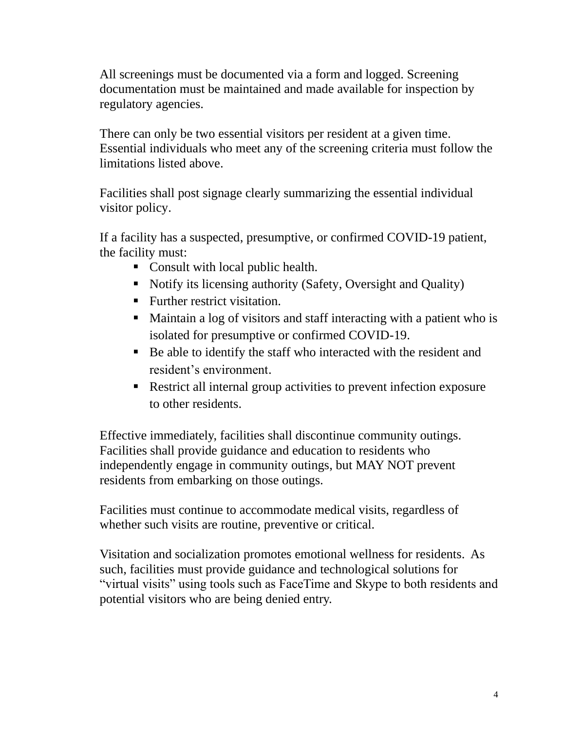All screenings must be documented via a form and logged. Screening documentation must be maintained and made available for inspection by regulatory agencies.

There can only be two essential visitors per resident at a given time. Essential individuals who meet any of the screening criteria must follow the limitations listed above.

Facilities shall post signage clearly summarizing the essential individual visitor policy.

If a facility has a suspected, presumptive, or confirmed COVID-19 patient, the facility must:

- Consult with local public health.
- Notify its licensing authority (Safety, Oversight and Quality)
- Further restrict visitation.
- Maintain a log of visitors and staff interacting with a patient who is isolated for presumptive or confirmed COVID-19.
- Be able to identify the staff who interacted with the resident and resident's environment.
- Restrict all internal group activities to prevent infection exposure to other residents.

Effective immediately, facilities shall discontinue community outings. Facilities shall provide guidance and education to residents who independently engage in community outings, but MAY NOT prevent residents from embarking on those outings.

Facilities must continue to accommodate medical visits, regardless of whether such visits are routine, preventive or critical.

Visitation and socialization promotes emotional wellness for residents. As such, facilities must provide guidance and technological solutions for "virtual visits" using tools such as FaceTime and Skype to both residents and potential visitors who are being denied entry.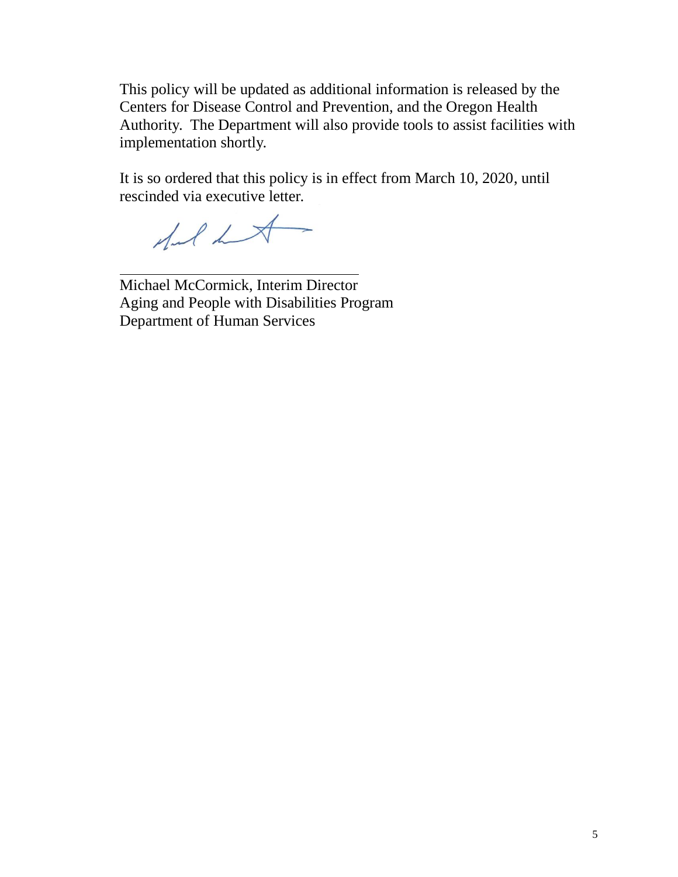This policy will be updated as additional information is released by the Centers for Disease Control and Prevention, and the Oregon Health Authority. The Department will also provide tools to assist facilities with implementation shortly.

It is so ordered that this policy is in effect from March 10, 2020, until rescinded via executive letter.

\_\_\_\_\_\_\_\_\_\_\_\_\_\_\_\_\_\_\_\_\_\_\_\_\_\_\_\_\_\_\_\_

Michael McCormick, Interim Director
Aging and People with Disabilities Program
Department of Human Services